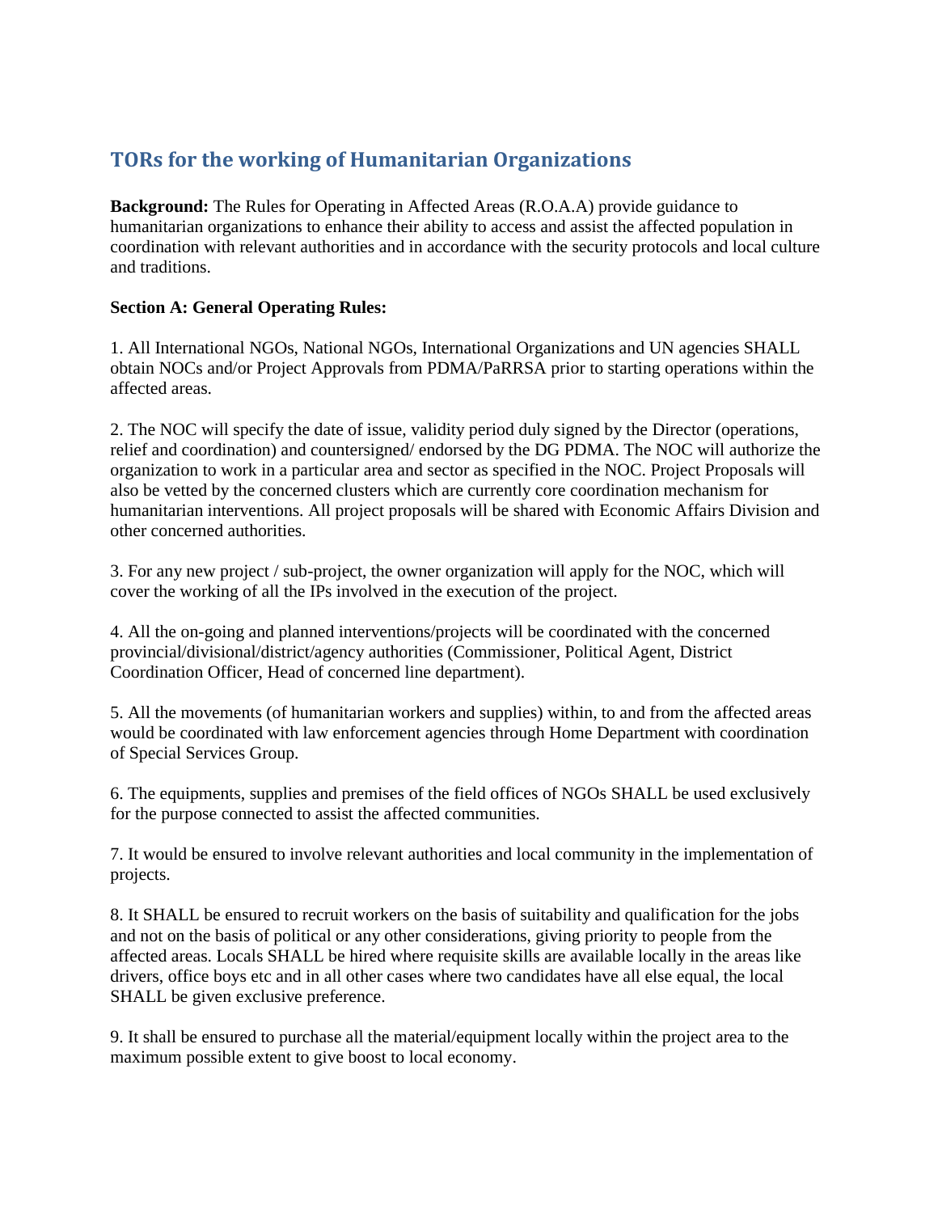## TORs for the working of Humanitarian Organizations

**Background:** The Rules for Operating in Affected Areas (R.O.A.A) provide guidance to humanitarian organizations to enhance their ability to access and assist the affected population in coordination with relevant authorities and in accordance with the security protocols and local culture and traditions.

**Section A: General Operating Rules:**

1. All International NGOs, National NGOs, International Organizations and UN agencies SHALL obtain NOCs and/or Project Approvals from PDMA/PaRRSA prior to starting operations within the affected areas.

2. The NOC will specify the date of issue, validity period duly signed by the Director (operations, relief and coordination) and countersigned/ endorsed by the DG PDMA. The NOC will authorize the organization to work in a particular area and sector as specified in the NOC. Project Proposals will also be vetted by the concerned clusters which are currently core coordination mechanism for humanitarian interventions. All project proposals will be shared with Economic Affairs Division and other concerned authorities.

3. For any new project / sub-project, the owner organization will apply for the NOC, which will cover the working of all the IPs involved in the execution of the project.

4. All the on-going and planned interventions/projects will be coordinated with the concerned provincial/divisional/district/agency authorities (Commissioner, Political Agent, District Coordination Officer, Head of concerned line department).

5. All the movements (of humanitarian workers and supplies) within, to and from the affected areas would be coordinated with law enforcement agencies through Home Department with coordination of Special Services Group.

6. The equipments, supplies and premises of the field offices of NGOs SHALL be used exclusively for the purpose connected to assist the affected communities.

7. It would be ensured to involve relevant authorities and local community in the implementation of projects.

8. It SHALL be ensured to recruit workers on the basis of suitability and qualification for the jobs and not on the basis of political or any other considerations, giving priority to people from the affected areas. Locals SHALL be hired where requisite skills are available locally in the areas like drivers, office boys etc and in all other cases where two candidates have all else equal, the local SHALL be given exclusive preference.

9. It shall be ensured to purchase all the material/equipment locally within the project area to the maximum possible extent to give boost to local economy.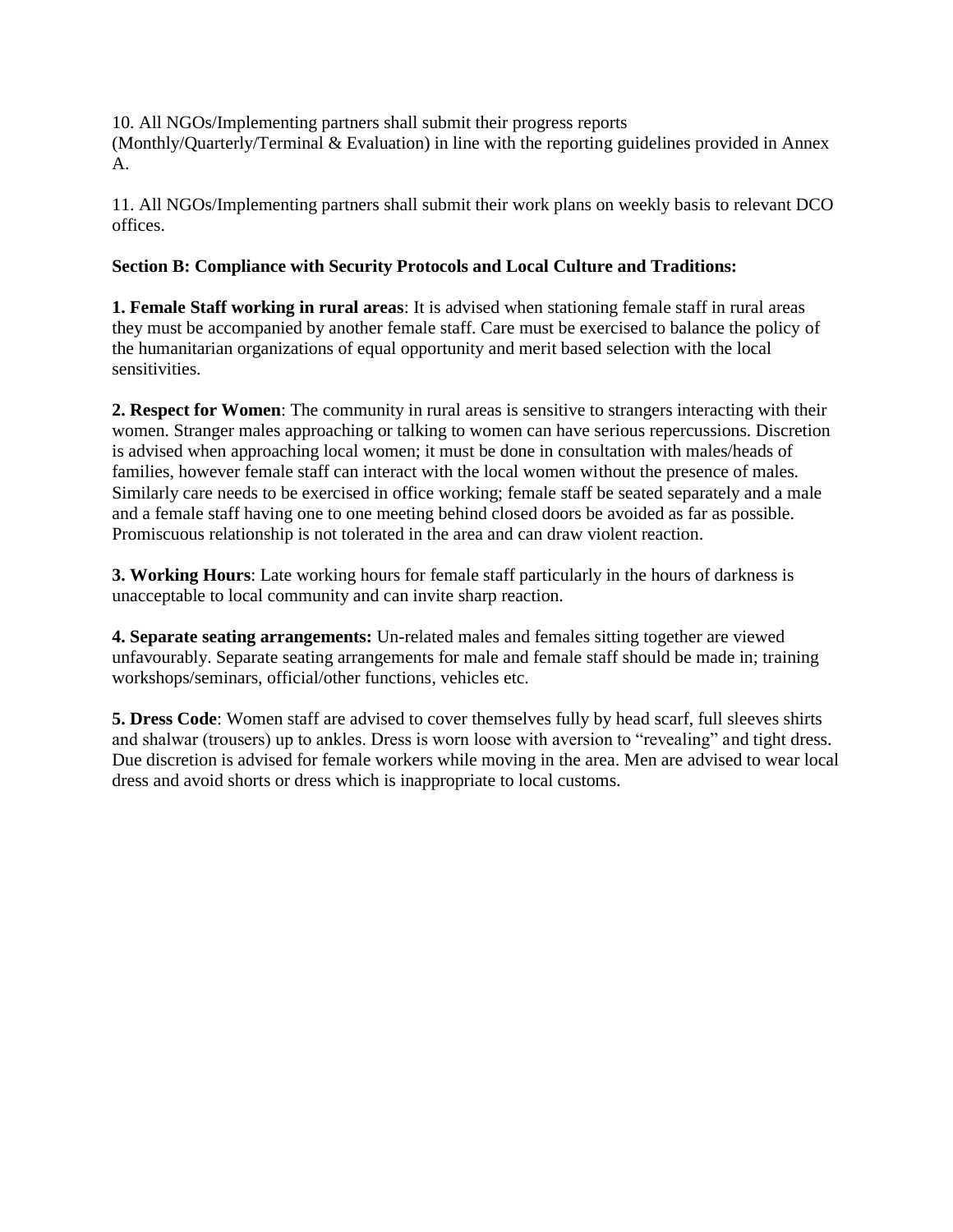10. All NGOs/Implementing partners shall submit their progress reports (Monthly/Quarterly/Terminal & Evaluation) in line with the reporting guidelines provided in Annex A.

11. All NGOs/Implementing partners shall submit their work plans on weekly basis to relevant DCO offices.

**Section B: Compliance with Security Protocols and Local Culture and Traditions:**

**1. Female Staff working in rural areas**: It is advised when stationing female staff in rural areas they must be accompanied by another female staff. Care must be exercised to balance the policy of the humanitarian organizations of equal opportunity and merit based selection with the local sensitivities.

**2. Respect for Women**: The community in rural areas is sensitive to strangers interacting with their women. Stranger males approaching or talking to women can have serious repercussions. Discretion is advised when approaching local women; it must be done in consultation with males/heads of families, however female staff can interact with the local women without the presence of males. Similarly care needs to be exercised in office working; female staff be seated separately and a male and a female staff having one to one meeting behind closed doors be avoided as far as possible. Promiscuous relationship is not tolerated in the area and can draw violent reaction.

**3. Working Hours**: Late working hours for female staff particularly in the hours of darkness is unacceptable to local community and can invite sharp reaction.

**4. Separate seating arrangements:** Un-related males and females sitting together are viewed unfavourably. Separate seating arrangements for male and female staff should be made in; training workshops/seminars, official/other functions, vehicles etc.

**5. Dress Code**: Women staff are advised to cover themselves fully by head scarf, full sleeves shirts and shalwar (trousers) up to ankles. Dress is worn loose with aversion to "revealing" and tight dress. Due discretion is advised for female workers while moving in the area. Men are advised to wear local dress and avoid shorts or dress which is inappropriate to local customs.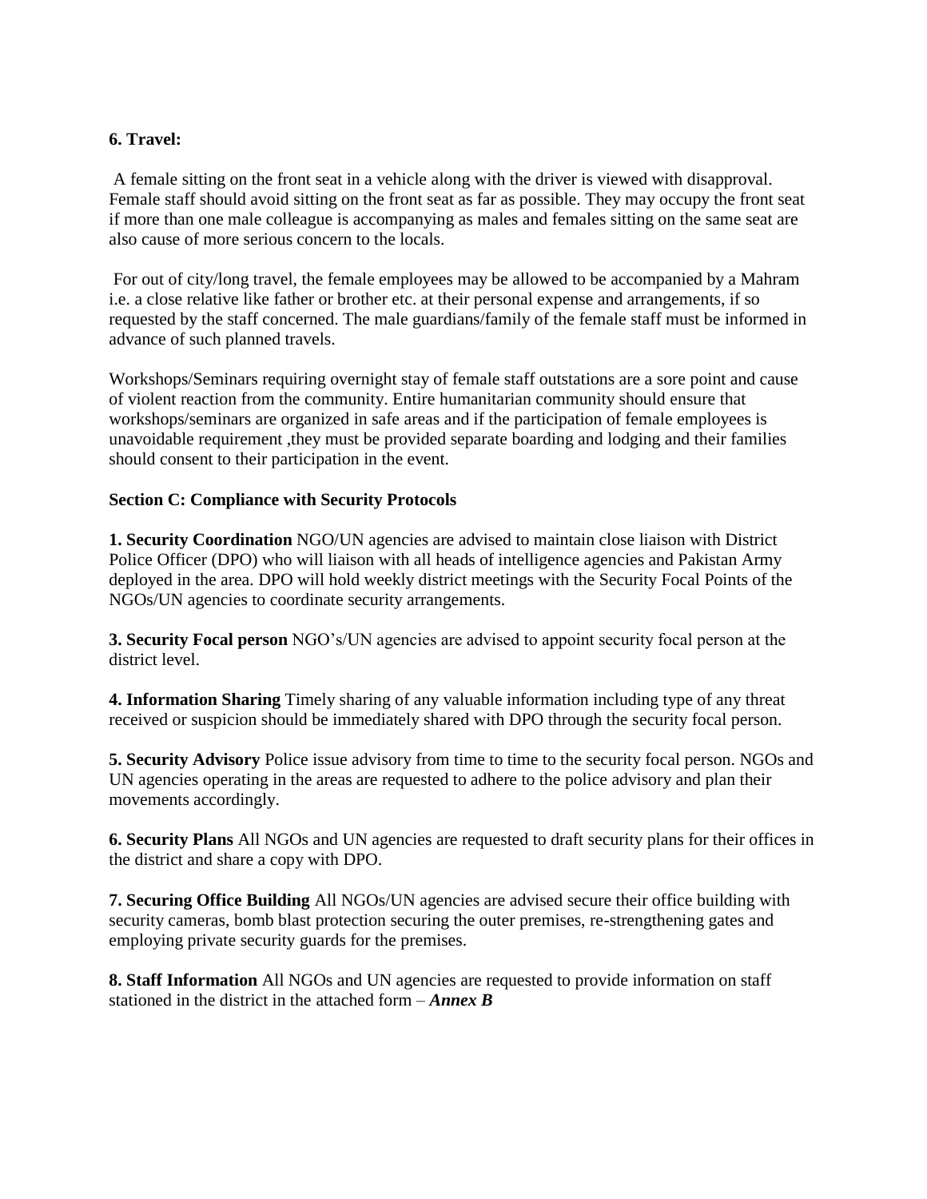**6. Travel:**

A female sitting on the front seat in a vehicle along with the driver is viewed with disapproval. Female staff should avoid sitting on the front seat as far as possible. They may occupy the front seat if more than one male colleague is accompanying as males and females sitting on the same seat are also cause of more serious concern to the locals.

For out of city/long travel, the female employees may be allowed to be accompanied by a Mahram i.e. a close relative like father or brother etc. at their personal expense and arrangements, if so requested by the staff concerned. The male guardians/family of the female staff must be informed in advance of such planned travels.

Workshops/Seminars requiring overnight stay of female staff outstations are a sore point and cause of violent reaction from the community. Entire humanitarian community should ensure that workshops/seminars are organized in safe areas and if the participation of female employees is unavoidable requirement ,they must be provided separate boarding and lodging and their families should consent to their participation in the event.

**Section C: Compliance with Security Protocols**

**1. Security Coordination** NGO/UN agencies are advised to maintain close liaison with District Police Officer (DPO) who will liaison with all heads of intelligence agencies and Pakistan Army deployed in the area. DPO will hold weekly district meetings with the Security Focal Points of the NGOs/UN agencies to coordinate security arrangements.

**3. Security Focal person** NGO's/UN agencies are advised to appoint security focal person at the district level.

**4. Information Sharing** Timely sharing of any valuable information including type of any threat received or suspicion should be immediately shared with DPO through the security focal person.

**5. Security Advisory** Police issue advisory from time to time to the security focal person. NGOs and UN agencies operating in the areas are requested to adhere to the police advisory and plan their movements accordingly.

**6. Security Plans** All NGOs and UN agencies are requested to draft security plans for their offices in the district and share a copy with DPO.

**7. Securing Office Building** All NGOs/UN agencies are advised secure their office building with security cameras, bomb blast protection securing the outer premises, re-strengthening gates and employing private security guards for the premises.

**8. Staff Information** All NGOs and UN agencies are requested to provide information on staff stationed in the district in the attached form – ***Annex B***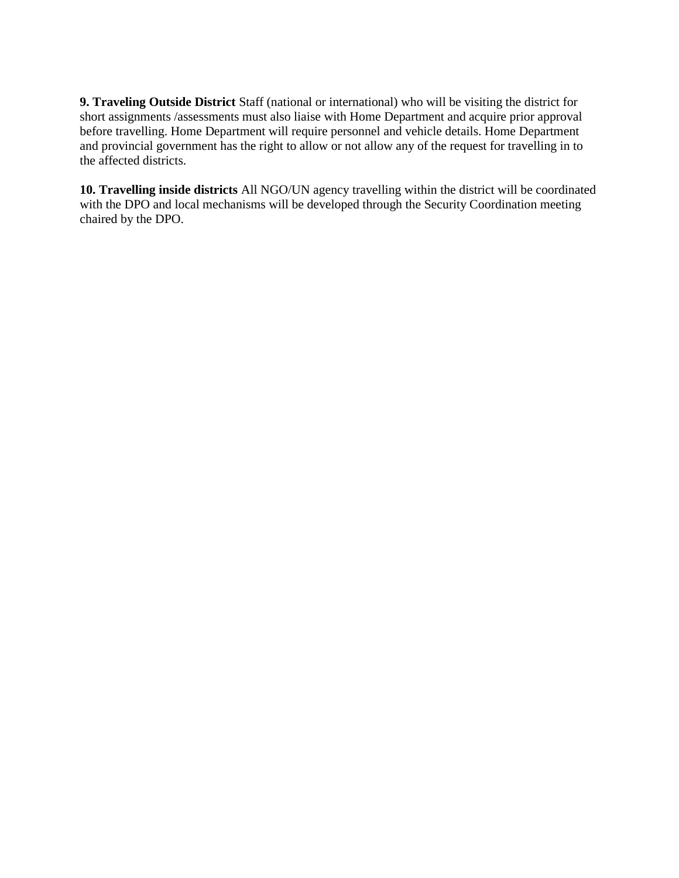**9. Traveling Outside District** Staff (national or international) who will be visiting the district for short assignments /assessments must also liaise with Home Department and acquire prior approval before travelling. Home Department will require personnel and vehicle details. Home Department and provincial government has the right to allow or not allow any of the request for travelling in to the affected districts.

**10. Travelling inside districts** All NGO/UN agency travelling within the district will be coordinated with the DPO and local mechanisms will be developed through the Security Coordination meeting chaired by the DPO.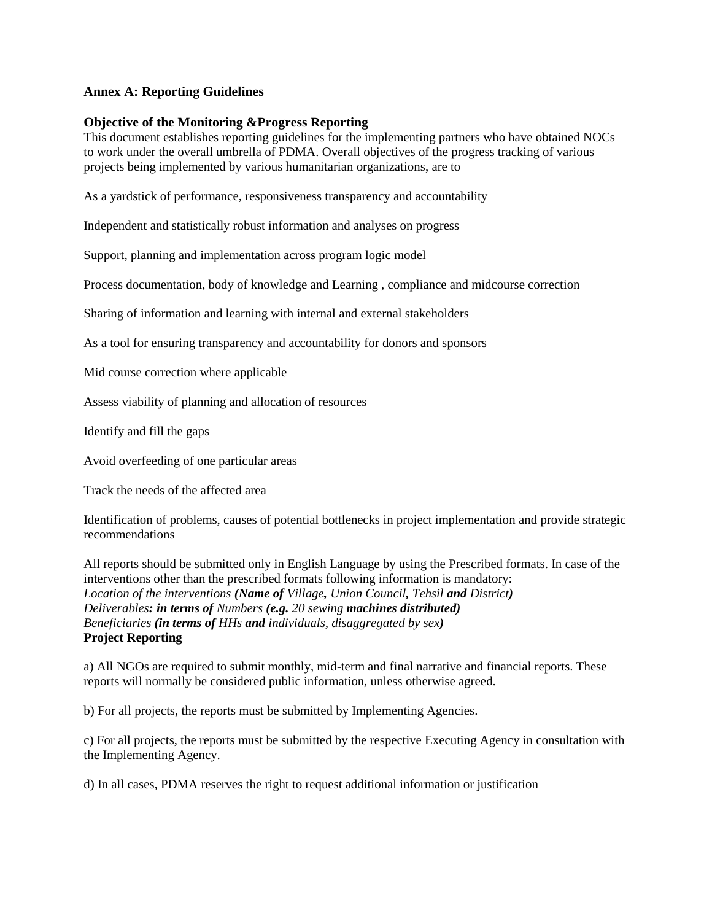**Annex A: Reporting Guidelines**

**Objective of the Monitoring &Progress Reporting**

This document establishes reporting guidelines for the implementing partners who have obtained NOCs to work under the overall umbrella of PDMA. Overall objectives of the progress tracking of various projects being implemented by various humanitarian organizations, are to

As a yardstick of performance, responsiveness transparency and accountability

Independent and statistically robust information and analyses on progress

Support, planning and implementation across program logic model

Process documentation, body of knowledge and Learning , compliance and midcourse correction

Sharing of information and learning with internal and external stakeholders

As a tool for ensuring transparency and accountability for donors and sponsors

Mid course correction where applicable

Assess viability of planning and allocation of resources

Identify and fill the gaps

Avoid overfeeding of one particular areas

Track the needs of the affected area

Identification of problems, causes of potential bottlenecks in project implementation and provide strategic recommendations

All reports should be submitted only in English Language by using the Prescribed formats. In case of the interventions other than the prescribed formats following information is mandatory:
*Location of the interventions **(Name of** Village**,** Union Council**,** Tehsil **and** District**)***
*Deliverables**: in terms of** Numbers **(e.g.** 20 sewing **machines distributed)***
*Beneficiaries **(in terms of** HHs **and** individuals, disaggregated by sex**)***

**Project Reporting**

a) All NGOs are required to submit monthly, mid-term and final narrative and financial reports. These reports will normally be considered public information, unless otherwise agreed.

b) For all projects, the reports must be submitted by Implementing Agencies.

c) For all projects, the reports must be submitted by the respective Executing Agency in consultation with the Implementing Agency.

d) In all cases, PDMA reserves the right to request additional information or justification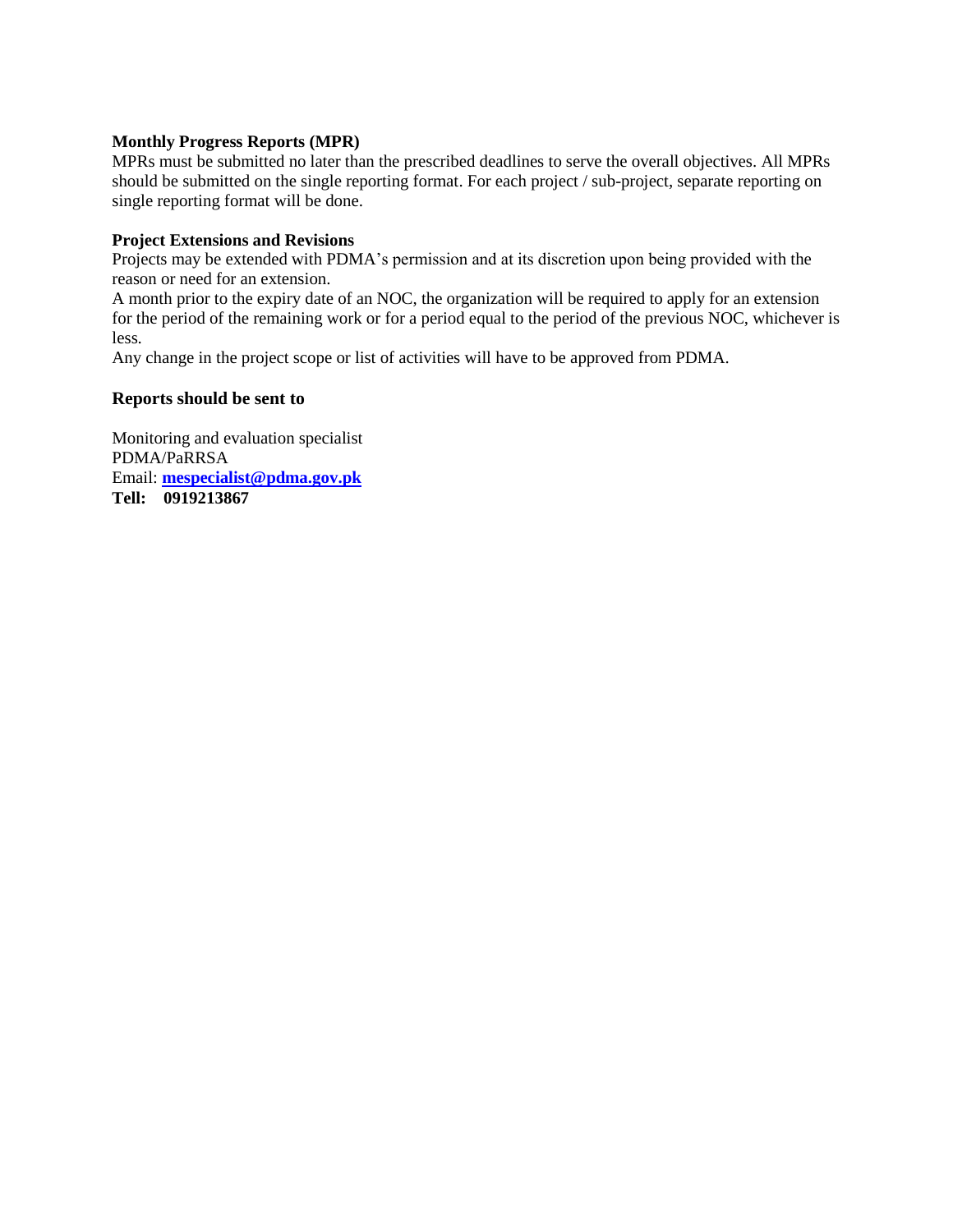**Monthly Progress Reports (MPR)**

MPRs must be submitted no later than the prescribed deadlines to serve the overall objectives. All MPRs should be submitted on the single reporting format. For each project / sub-project, separate reporting on single reporting format will be done.

**Project Extensions and Revisions**

Projects may be extended with PDMA's permission and at its discretion upon being provided with the reason or need for an extension.

A month prior to the expiry date of an NOC, the organization will be required to apply for an extension for the period of the remaining work or for a period equal to the period of the previous NOC, whichever is less.

Any change in the project scope or list of activities will have to be approved from PDMA.

**Reports should be sent to**

Monitoring and evaluation specialist
PDMA/PaRRSA
Email: **mespecialist@pdma.gov.pk**
**Tell: 0919213867**